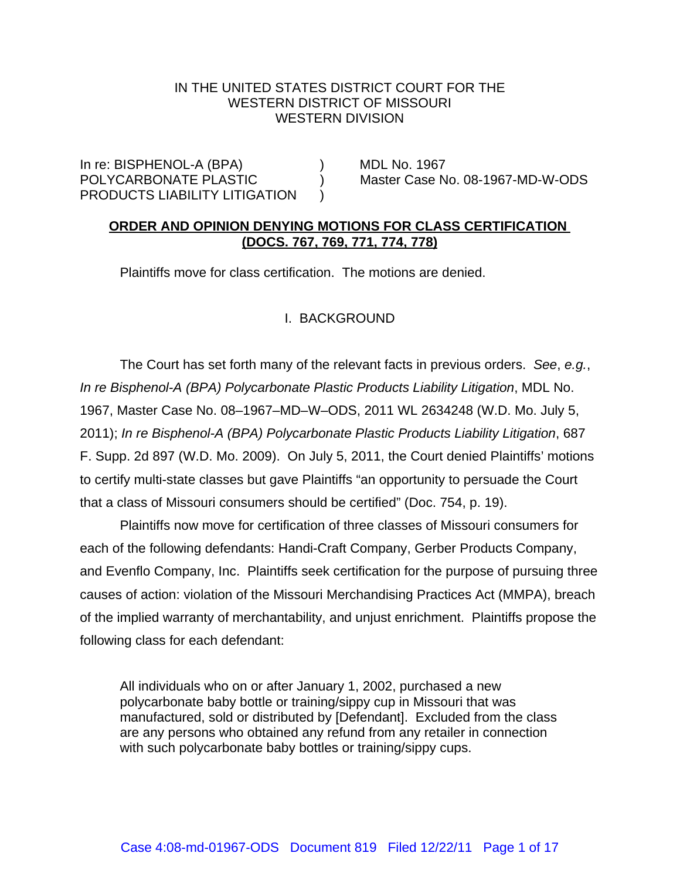IN THE UNITED STATES DISTRICT COURT FOR THE
WESTERN DISTRICT OF MISSOURI
WESTERN DIVISION

| | | |
|---|---|---|
| In re: BISPHENOL-A (BPA) POLYCARBONATE PLASTIC PRODUCTS LIABILITY LITIGATION | ) ) ) | MDL No. 1967 Master Case No. 08-1967-MD-W-ODS |

**ORDER AND OPINION DENYING MOTIONS FOR CLASS CERTIFICATION (DOCS. 767, 769, 771, 774, 778)**

Plaintiffs move for class certification. The motions are denied.

## I. BACKGROUND

The Court has set forth many of the relevant facts in previous orders. *See*, *e.g.*, *In re Bisphenol-A (BPA) Polycarbonate Plastic Products Liability Litigation*, MDL No. 1967, Master Case No. 08–1967–MD–W–ODS, 2011 WL 2634248 (W.D. Mo. July 5, 2011); *In re Bisphenol-A (BPA) Polycarbonate Plastic Products Liability Litigation*, 687 F. Supp. 2d 897 (W.D. Mo. 2009). On July 5, 2011, the Court denied Plaintiffs' motions to certify multi-state classes but gave Plaintiffs "an opportunity to persuade the Court that a class of Missouri consumers should be certified" (Doc. 754, p. 19).

Plaintiffs now move for certification of three classes of Missouri consumers for each of the following defendants: Handi-Craft Company, Gerber Products Company, and Evenflo Company, Inc. Plaintiffs seek certification for the purpose of pursuing three causes of action: violation of the Missouri Merchandising Practices Act (MMPA), breach of the implied warranty of merchantability, and unjust enrichment. Plaintiffs propose the following class for each defendant:

> All individuals who on or after January 1, 2002, purchased a new polycarbonate baby bottle or training/sippy cup in Missouri that was manufactured, sold or distributed by [Defendant]. Excluded from the class are any persons who obtained any refund from any retailer in connection with such polycarbonate baby bottles or training/sippy cups.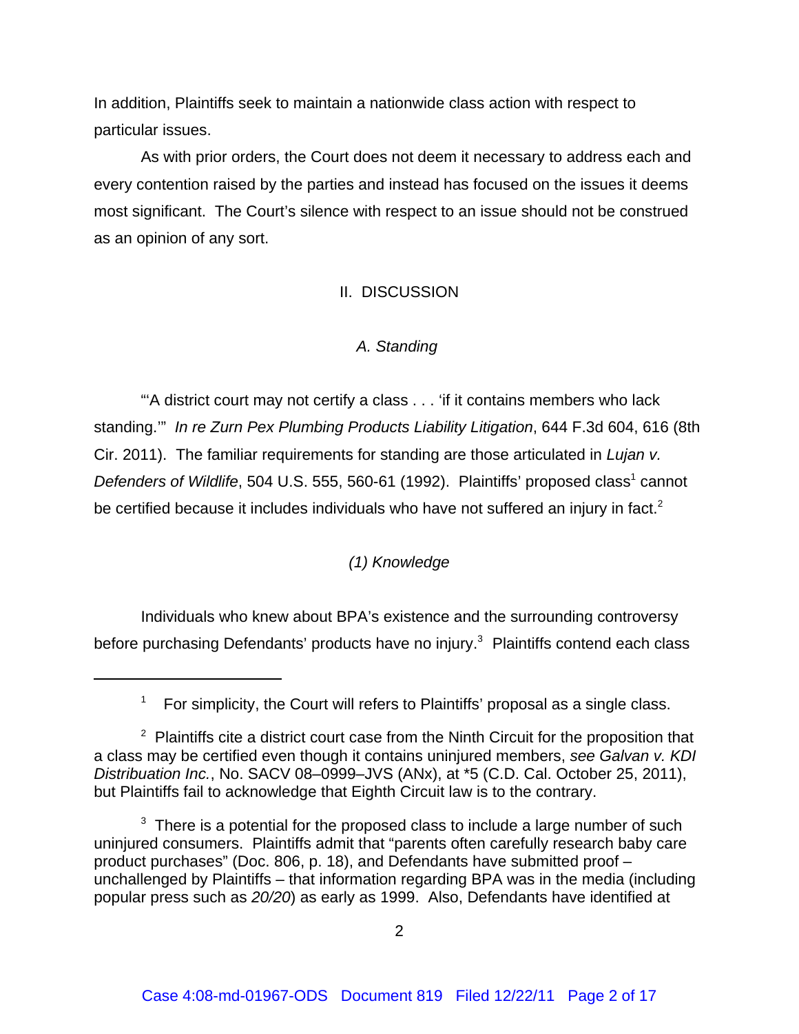In addition, Plaintiffs seek to maintain a nationwide class action with respect to particular issues.

As with prior orders, the Court does not deem it necessary to address each and every contention raised by the parties and instead has focused on the issues it deems most significant. The Court's silence with respect to an issue should not be construed as an opinion of any sort.

## II. DISCUSSION

### *A. Standing*

"'A district court may not certify a class . . . 'if it contains members who lack standing.'" *In re Zurn Pex Plumbing Products Liability Litigation*, 644 F.3d 604, 616 (8th Cir. 2011). The familiar requirements for standing are those articulated in *Lujan v. Defenders of Wildlife*, 504 U.S. 555, 560-61 (1992). Plaintiffs' proposed class[1] cannot be certified because it includes individuals who have not suffered an injury in fact.[2]

#### *(1) Knowledge*

Individuals who knew about BPA's existence and the surrounding controversy before purchasing Defendants' products have no injury.[3] Plaintiffs contend each class

---

[1] For simplicity, the Court will refers to Plaintiffs' proposal as a single class.

[2] Plaintiffs cite a district court case from the Ninth Circuit for the proposition that a class may be certified even though it contains uninjured members, *see Galvan v. KDI Distribuation Inc.*, No. SACV 08–0999–JVS (ANx), at *5 (C.D. Cal. October 25, 2011), but Plaintiffs fail to acknowledge that Eighth Circuit law is to the contrary.

[3] There is a potential for the proposed class to include a large number of such uninjured consumers. Plaintiffs admit that "parents often carefully research baby care product purchases" (Doc. 806, p. 18), and Defendants have submitted proof – unchallenged by Plaintiffs – that information regarding BPA was in the media (including popular press such as *20/20*) as early as 1999. Also, Defendants have identified at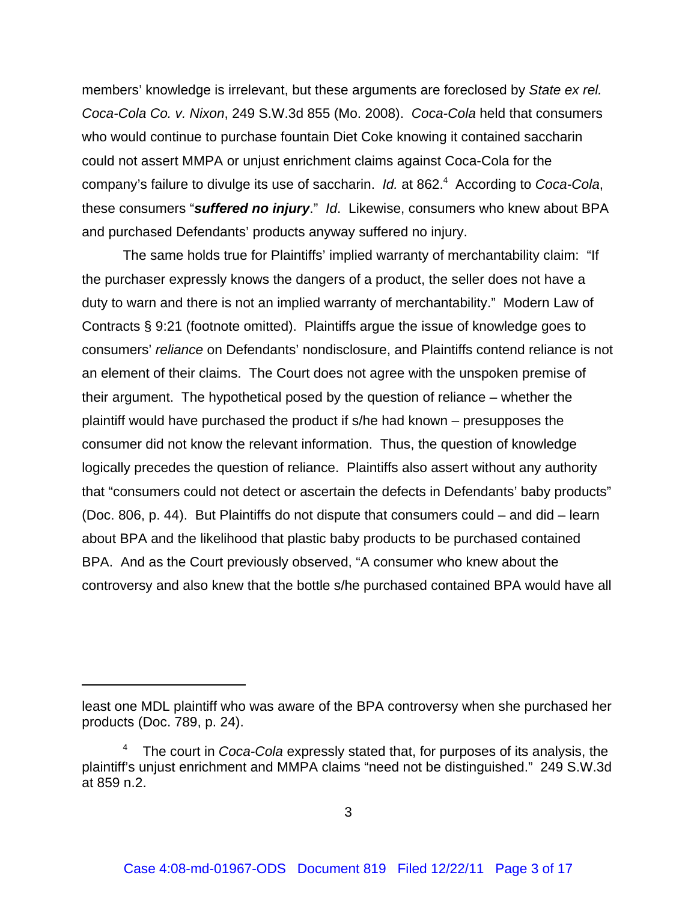members' knowledge is irrelevant, but these arguments are foreclosed by *State ex rel. Coca-Cola Co. v. Nixon*, 249 S.W.3d 855 (Mo. 2008). *Coca-Cola* held that consumers who would continue to purchase fountain Diet Coke knowing it contained saccharin could not assert MMPA or unjust enrichment claims against Coca-Cola for the company's failure to divulge its use of saccharin. *Id.* at 862.[4] According to *Coca-Cola*, these consumers "***suffered no injury***." *Id*. Likewise, consumers who knew about BPA and purchased Defendants' products anyway suffered no injury.

The same holds true for Plaintiffs' implied warranty of merchantability claim: "If the purchaser expressly knows the dangers of a product, the seller does not have a duty to warn and there is not an implied warranty of merchantability." Modern Law of Contracts § 9:21 (footnote omitted). Plaintiffs argue the issue of knowledge goes to consumers' *reliance* on Defendants' nondisclosure, and Plaintiffs contend reliance is not an element of their claims. The Court does not agree with the unspoken premise of their argument. The hypothetical posed by the question of reliance – whether the plaintiff would have purchased the product if s/he had known – presupposes the consumer did not know the relevant information. Thus, the question of knowledge logically precedes the question of reliance. Plaintiffs also assert without any authority that "consumers could not detect or ascertain the defects in Defendants' baby products" (Doc. 806, p. 44). But Plaintiffs do not dispute that consumers could – and did – learn about BPA and the likelihood that plastic baby products to be purchased contained BPA. And as the Court previously observed, "A consumer who knew about the controversy and also knew that the bottle s/he purchased contained BPA would have all

---

least one MDL plaintiff who was aware of the BPA controversy when she purchased her products (Doc. 789, p. 24).

[4] The court in *Coca-Cola* expressly stated that, for purposes of its analysis, the plaintiff's unjust enrichment and MMPA claims "need not be distinguished." 249 S.W.3d at 859 n.2.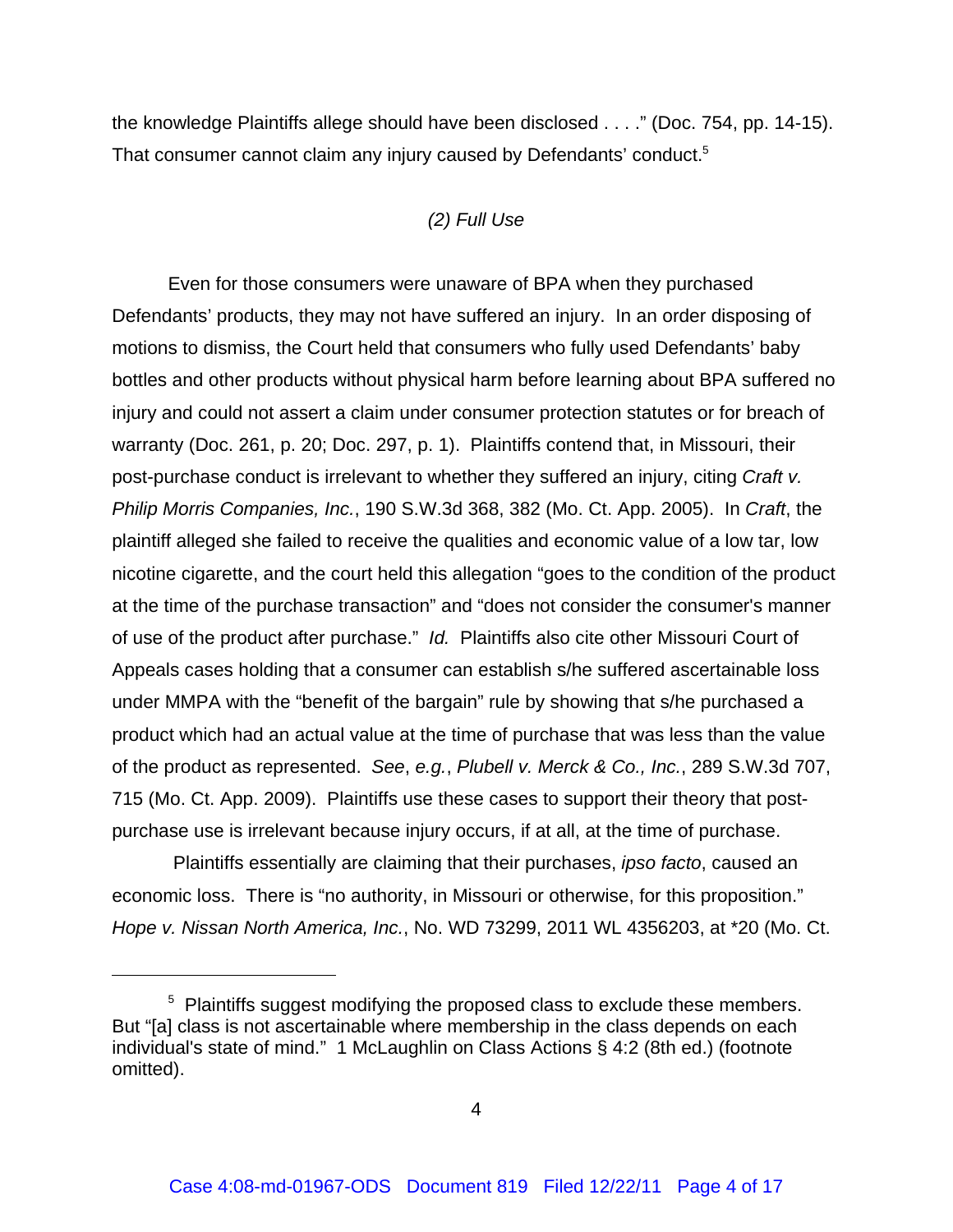the knowledge Plaintiffs allege should have been disclosed . . . ." (Doc. 754, pp. 14-15). That consumer cannot claim any injury caused by Defendants' conduct.[5]

*(2) Full Use*

Even for those consumers were unaware of BPA when they purchased Defendants' products, they may not have suffered an injury. In an order disposing of motions to dismiss, the Court held that consumers who fully used Defendants' baby bottles and other products without physical harm before learning about BPA suffered no injury and could not assert a claim under consumer protection statutes or for breach of warranty (Doc. 261, p. 20; Doc. 297, p. 1). Plaintiffs contend that, in Missouri, their post-purchase conduct is irrelevant to whether they suffered an injury, citing *Craft v. Philip Morris Companies, Inc.*, 190 S.W.3d 368, 382 (Mo. Ct. App. 2005). In *Craft*, the plaintiff alleged she failed to receive the qualities and economic value of a low tar, low nicotine cigarette, and the court held this allegation "goes to the condition of the product at the time of the purchase transaction" and "does not consider the consumer's manner of use of the product after purchase." *Id.* Plaintiffs also cite other Missouri Court of Appeals cases holding that a consumer can establish s/he suffered ascertainable loss under MMPA with the "benefit of the bargain" rule by showing that s/he purchased a product which had an actual value at the time of purchase that was less than the value of the product as represented. *See*, *e.g.*, *Plubell v. Merck & Co., Inc.*, 289 S.W.3d 707, 715 (Mo. Ct. App. 2009). Plaintiffs use these cases to support their theory that post-purchase use is irrelevant because injury occurs, if at all, at the time of purchase.

Plaintiffs essentially are claiming that their purchases, *ipso facto*, caused an economic loss. There is "no authority, in Missouri or otherwise, for this proposition." *Hope v. Nissan North America, Inc.*, No. WD 73299, 2011 WL 4356203, at *20 (Mo. Ct.

---

[5] Plaintiffs suggest modifying the proposed class to exclude these members. But "[a] class is not ascertainable where membership in the class depends on each individual's state of mind." 1 McLaughlin on Class Actions § 4:2 (8th ed.) (footnote omitted).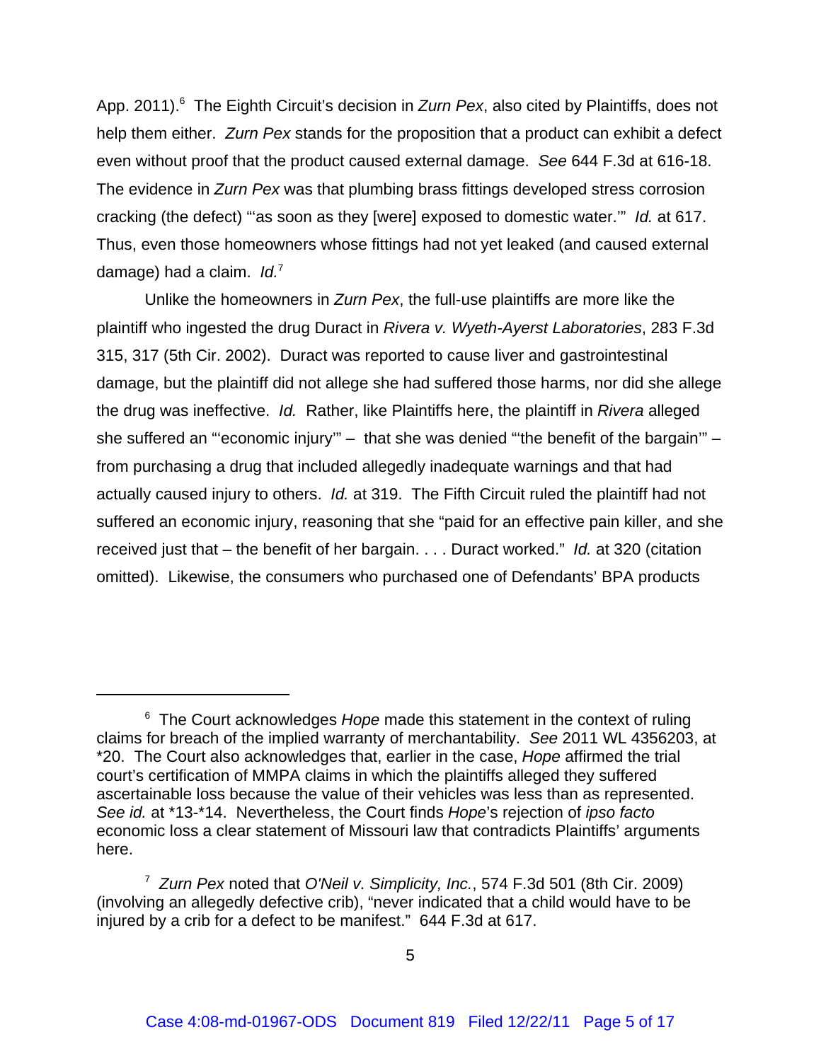App. 2011).[6] The Eighth Circuit's decision in *Zurn Pex*, also cited by Plaintiffs, does not help them either. *Zurn Pex* stands for the proposition that a product can exhibit a defect even without proof that the product caused external damage. *See* 644 F.3d at 616-18. The evidence in *Zurn Pex* was that plumbing brass fittings developed stress corrosion cracking (the defect) "'as soon as they [were] exposed to domestic water.'" *Id.* at 617. Thus, even those homeowners whose fittings had not yet leaked (and caused external damage) had a claim. *Id.*[7]

Unlike the homeowners in *Zurn Pex*, the full-use plaintiffs are more like the plaintiff who ingested the drug Duract in *Rivera v. Wyeth-Ayerst Laboratories*, 283 F.3d 315, 317 (5th Cir. 2002). Duract was reported to cause liver and gastrointestinal damage, but the plaintiff did not allege she had suffered those harms, nor did she allege the drug was ineffective. *Id.* Rather, like Plaintiffs here, the plaintiff in *Rivera* alleged she suffered an "'economic injury'" – that she was denied "'the benefit of the bargain'" – from purchasing a drug that included allegedly inadequate warnings and that had actually caused injury to others. *Id.* at 319. The Fifth Circuit ruled the plaintiff had not suffered an economic injury, reasoning that she "paid for an effective pain killer, and she received just that – the benefit of her bargain. . . . Duract worked." *Id.* at 320 (citation omitted). Likewise, the consumers who purchased one of Defendants' BPA products

---

[6] The Court acknowledges *Hope* made this statement in the context of ruling claims for breach of the implied warranty of merchantability. *See* 2011 WL 4356203, at *20. The Court also acknowledges that, earlier in the case, *Hope* affirmed the trial court's certification of MMPA claims in which the plaintiffs alleged they suffered ascertainable loss because the value of their vehicles was less than as represented. *See id.* at *13-*14. Nevertheless, the Court finds *Hope*'s rejection of *ipso facto* economic loss a clear statement of Missouri law that contradicts Plaintiffs' arguments here.

[7] *Zurn Pex* noted that *O'Neil v. Simplicity, Inc.*, 574 F.3d 501 (8th Cir. 2009) (involving an allegedly defective crib), "never indicated that a child would have to be injured by a crib for a defect to be manifest." 644 F.3d at 617.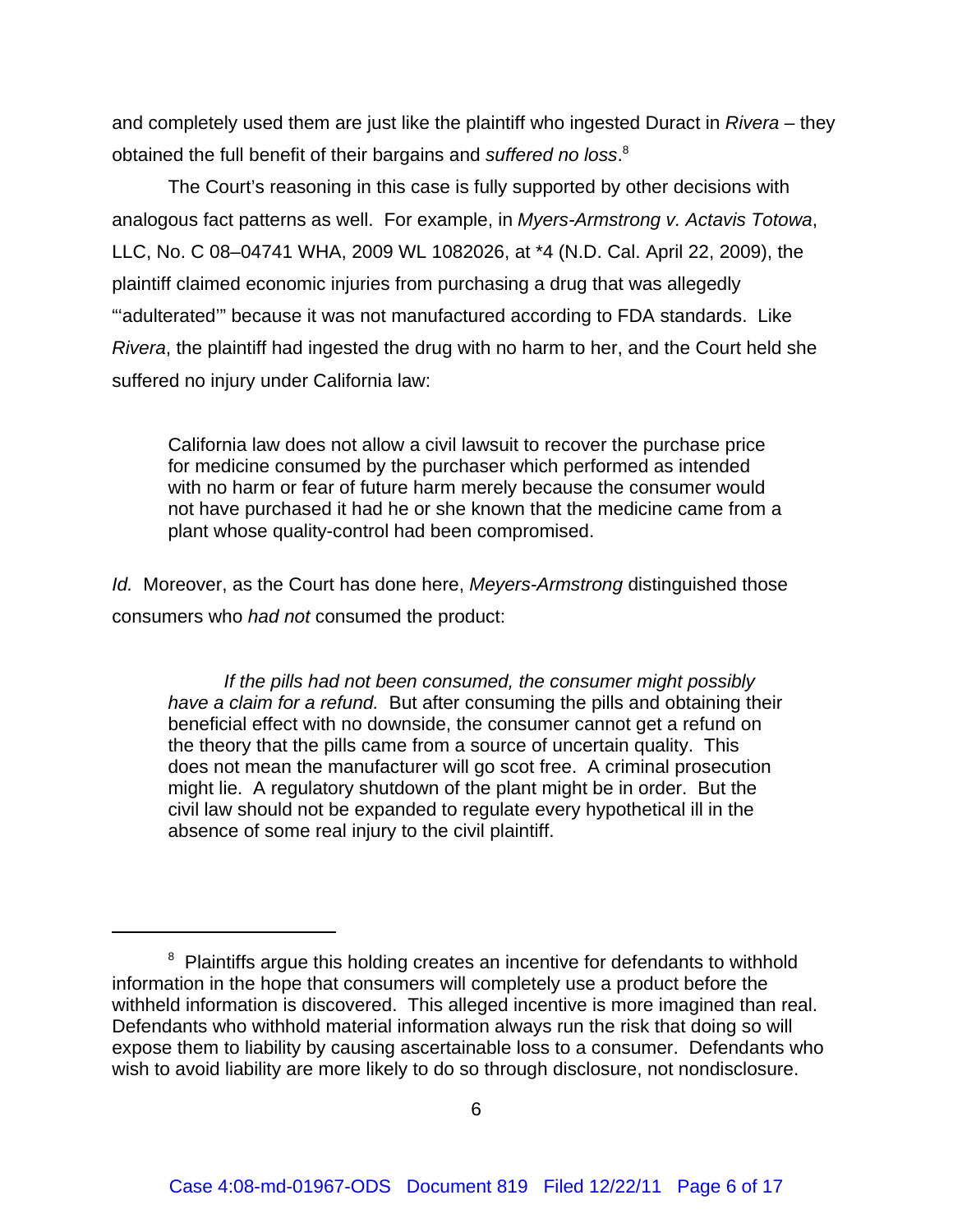and completely used them are just like the plaintiff who ingested Duract in *Rivera* – they obtained the full benefit of their bargains and *suffered no loss*.[8]

The Court's reasoning in this case is fully supported by other decisions with analogous fact patterns as well. For example, in *Myers-Armstrong v. Actavis Totowa*, LLC, No. C 08–04741 WHA, 2009 WL 1082026, at *4 (N.D. Cal. April 22, 2009), the plaintiff claimed economic injuries from purchasing a drug that was allegedly "'adulterated'" because it was not manufactured according to FDA standards. Like *Rivera*, the plaintiff had ingested the drug with no harm to her, and the Court held she suffered no injury under California law:

> California law does not allow a civil lawsuit to recover the purchase price for medicine consumed by the purchaser which performed as intended with no harm or fear of future harm merely because the consumer would not have purchased it had he or she known that the medicine came from a plant whose quality-control had been compromised.

*Id.* Moreover, as the Court has done here, *Meyers-Armstrong* distinguished those consumers who *had not* consumed the product:

> *If the pills had not been consumed, the consumer might possibly have a claim for a refund.* But after consuming the pills and obtaining their beneficial effect with no downside, the consumer cannot get a refund on the theory that the pills came from a source of uncertain quality. This does not mean the manufacturer will go scot free. A criminal prosecution might lie. A regulatory shutdown of the plant might be in order. But the civil law should not be expanded to regulate every hypothetical ill in the absence of some real injury to the civil plaintiff.

---

[8] Plaintiffs argue this holding creates an incentive for defendants to withhold information in the hope that consumers will completely use a product before the withheld information is discovered. This alleged incentive is more imagined than real. Defendants who withhold material information always run the risk that doing so will expose them to liability by causing ascertainable loss to a consumer. Defendants who wish to avoid liability are more likely to do so through disclosure, not nondisclosure.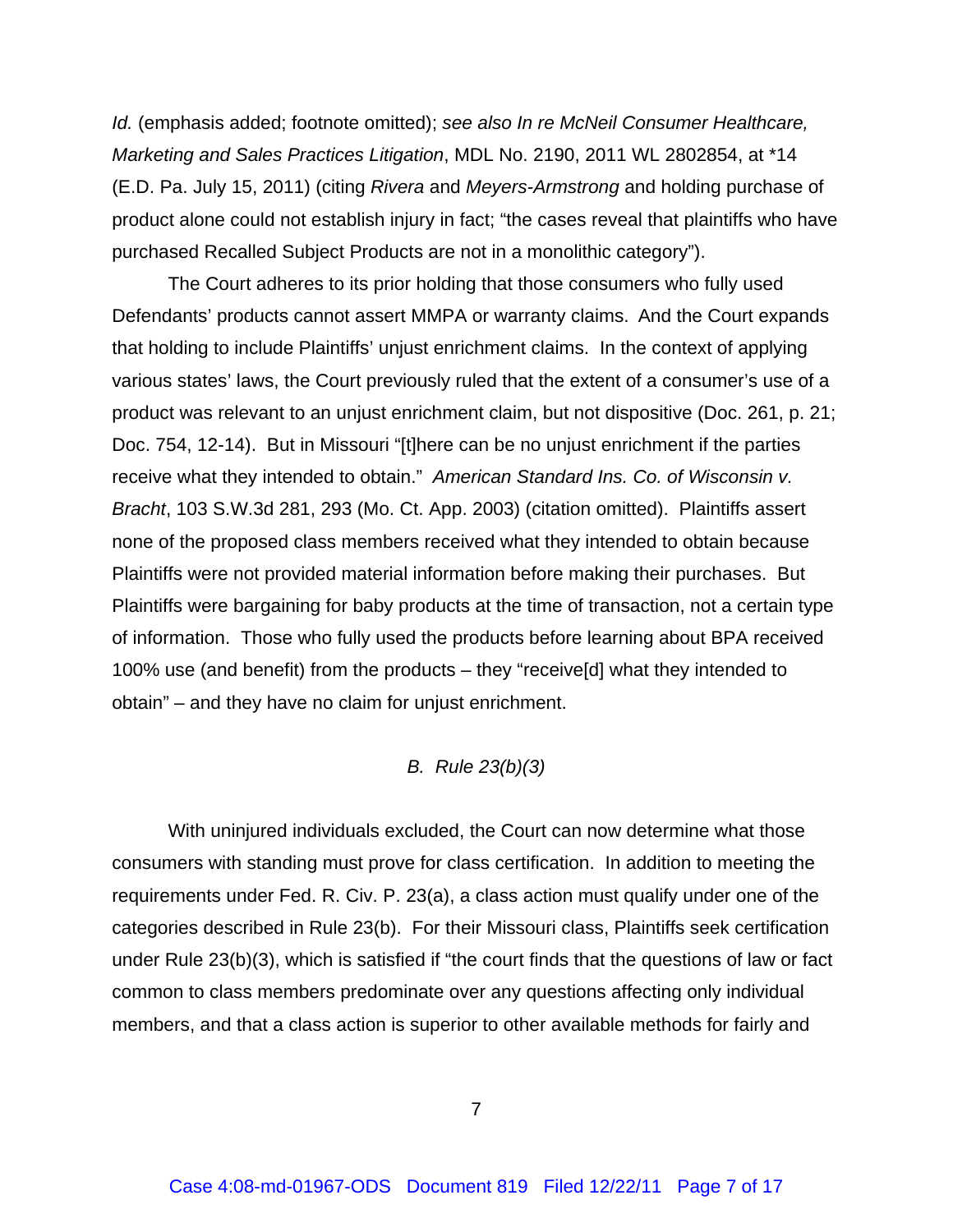*Id.* (emphasis added; footnote omitted); *see also In re McNeil Consumer Healthcare, Marketing and Sales Practices Litigation*, MDL No. 2190, 2011 WL 2802854, at *14 (E.D. Pa. July 15, 2011) (citing *Rivera* and *Meyers-Armstrong* and holding purchase of product alone could not establish injury in fact; "the cases reveal that plaintiffs who have purchased Recalled Subject Products are not in a monolithic category").

The Court adheres to its prior holding that those consumers who fully used Defendants' products cannot assert MMPA or warranty claims. And the Court expands that holding to include Plaintiffs' unjust enrichment claims. In the context of applying various states' laws, the Court previously ruled that the extent of a consumer's use of a product was relevant to an unjust enrichment claim, but not dispositive (Doc. 261, p. 21; Doc. 754, 12-14). But in Missouri "[t]here can be no unjust enrichment if the parties receive what they intended to obtain." *American Standard Ins. Co. of Wisconsin v. Bracht*, 103 S.W.3d 281, 293 (Mo. Ct. App. 2003) (citation omitted). Plaintiffs assert none of the proposed class members received what they intended to obtain because Plaintiffs were not provided material information before making their purchases. But Plaintiffs were bargaining for baby products at the time of transaction, not a certain type of information. Those who fully used the products before learning about BPA received 100% use (and benefit) from the products – they "receive[d] what they intended to obtain" – and they have no claim for unjust enrichment.

### *B. Rule 23(b)(3)*

With uninjured individuals excluded, the Court can now determine what those consumers with standing must prove for class certification. In addition to meeting the requirements under Fed. R. Civ. P. 23(a), a class action must qualify under one of the categories described in Rule 23(b). For their Missouri class, Plaintiffs seek certification under Rule 23(b)(3), which is satisfied if "the court finds that the questions of law or fact common to class members predominate over any questions affecting only individual members, and that a class action is superior to other available methods for fairly and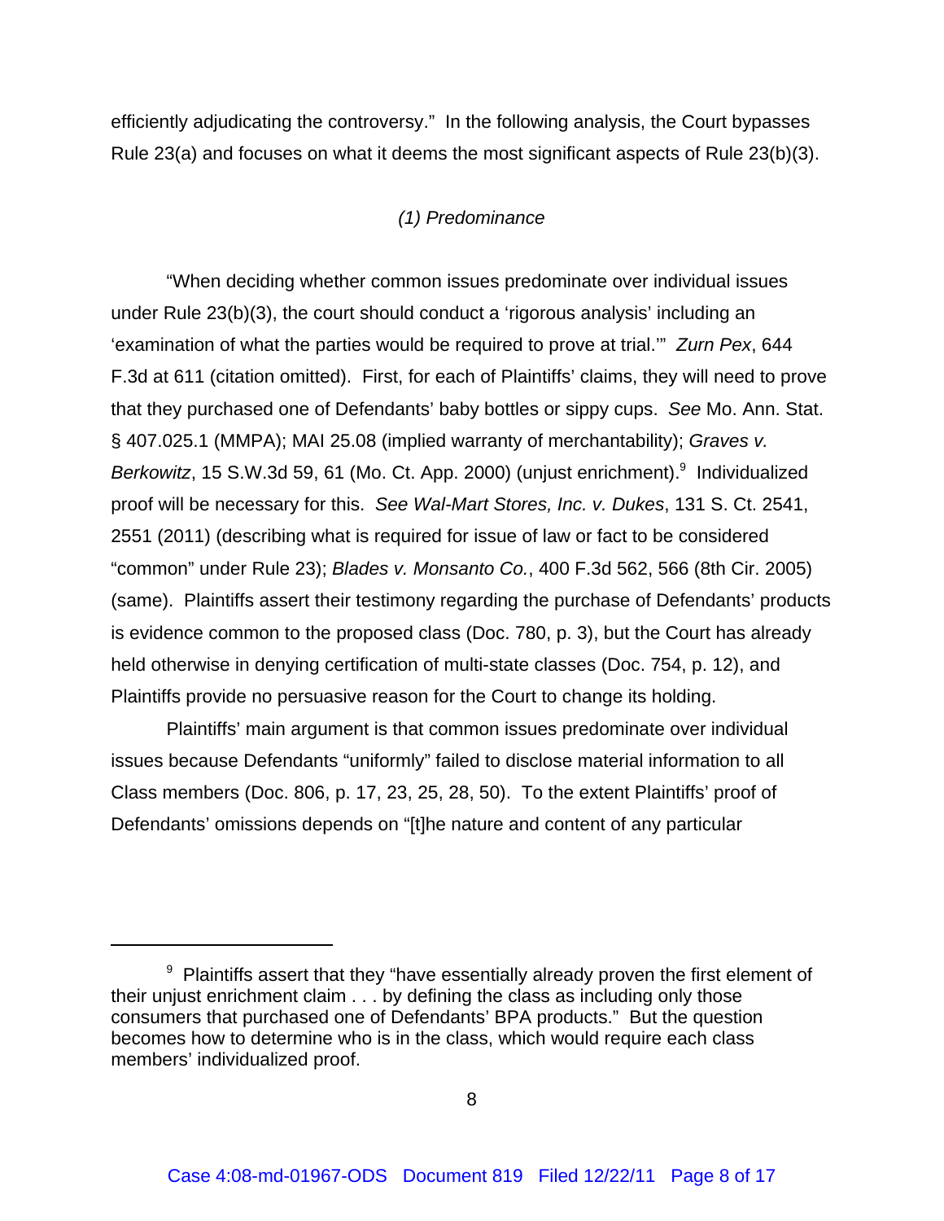efficiently adjudicating the controversy." In the following analysis, the Court bypasses Rule 23(a) and focuses on what it deems the most significant aspects of Rule 23(b)(3).

*(1) Predominance*

"When deciding whether common issues predominate over individual issues under Rule 23(b)(3), the court should conduct a 'rigorous analysis' including an 'examination of what the parties would be required to prove at trial.'" *Zurn Pex*, 644 F.3d at 611 (citation omitted). First, for each of Plaintiffs' claims, they will need to prove that they purchased one of Defendants' baby bottles or sippy cups. *See* Mo. Ann. Stat. § 407.025.1 (MMPA); MAI 25.08 (implied warranty of merchantability); *Graves v. Berkowitz*, 15 S.W.3d 59, 61 (Mo. Ct. App. 2000) (unjust enrichment).[9] Individualized proof will be necessary for this. *See Wal-Mart Stores, Inc. v. Dukes*, 131 S. Ct. 2541, 2551 (2011) (describing what is required for issue of law or fact to be considered "common" under Rule 23); *Blades v. Monsanto Co.*, 400 F.3d 562, 566 (8th Cir. 2005) (same). Plaintiffs assert their testimony regarding the purchase of Defendants' products is evidence common to the proposed class (Doc. 780, p. 3), but the Court has already held otherwise in denying certification of multi-state classes (Doc. 754, p. 12), and Plaintiffs provide no persuasive reason for the Court to change its holding.

Plaintiffs' main argument is that common issues predominate over individual issues because Defendants "uniformly" failed to disclose material information to all Class members (Doc. 806, p. 17, 23, 25, 28, 50). To the extent Plaintiffs' proof of Defendants' omissions depends on "[t]he nature and content of any particular

---

[9] Plaintiffs assert that they "have essentially already proven the first element of their unjust enrichment claim . . . by defining the class as including only those consumers that purchased one of Defendants' BPA products." But the question becomes how to determine who is in the class, which would require each class members' individualized proof.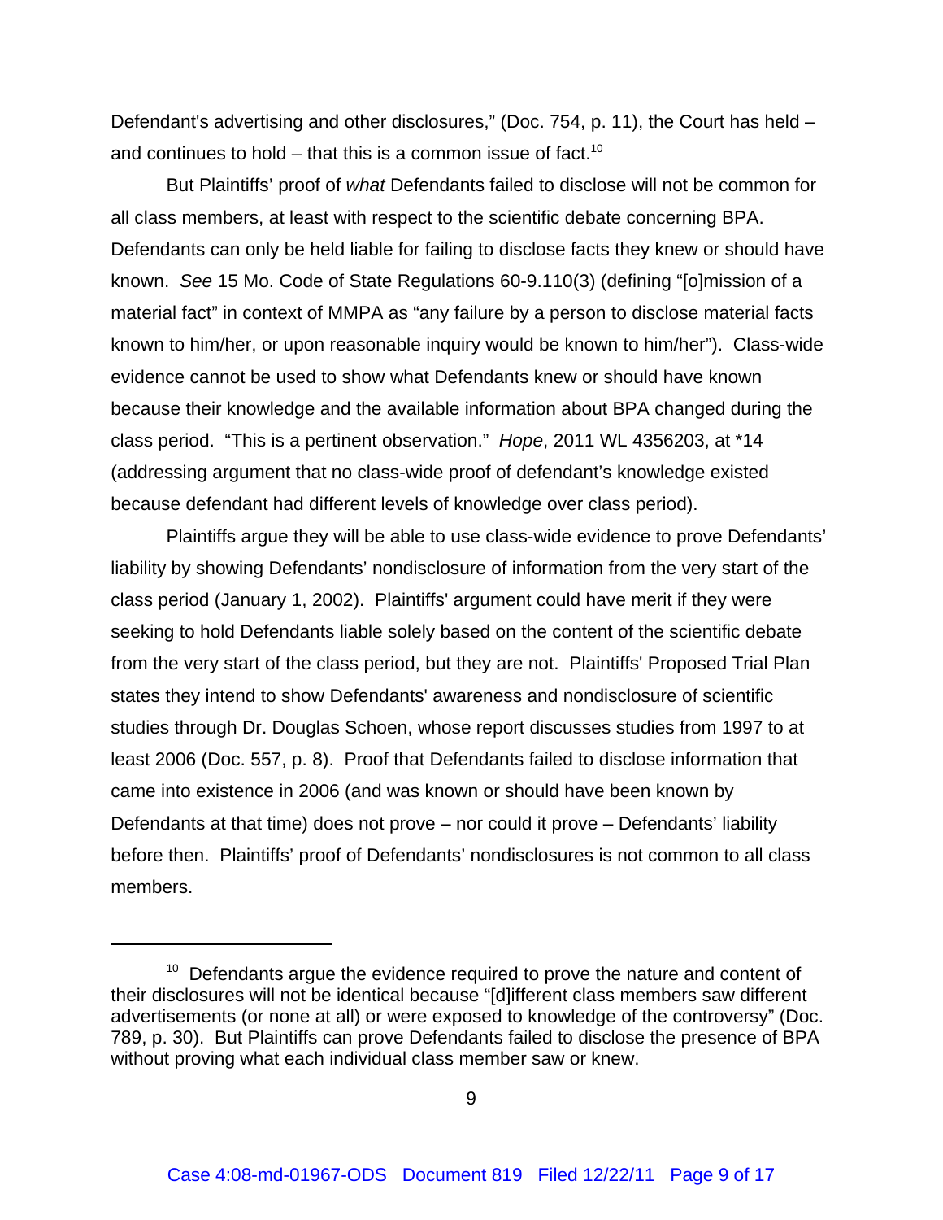Defendant's advertising and other disclosures," (Doc. 754, p. 11), the Court has held – and continues to hold – that this is a common issue of fact.[10]

But Plaintiffs' proof of *what* Defendants failed to disclose will not be common for all class members, at least with respect to the scientific debate concerning BPA. Defendants can only be held liable for failing to disclose facts they knew or should have known. *See* 15 Mo. Code of State Regulations 60-9.110(3) (defining "[o]mission of a material fact" in context of MMPA as "any failure by a person to disclose material facts known to him/her, or upon reasonable inquiry would be known to him/her"). Class-wide evidence cannot be used to show what Defendants knew or should have known because their knowledge and the available information about BPA changed during the class period. "This is a pertinent observation." *Hope*, 2011 WL 4356203, at *14 (addressing argument that no class-wide proof of defendant's knowledge existed because defendant had different levels of knowledge over class period).

Plaintiffs argue they will be able to use class-wide evidence to prove Defendants' liability by showing Defendants' nondisclosure of information from the very start of the class period (January 1, 2002). Plaintiffs' argument could have merit if they were seeking to hold Defendants liable solely based on the content of the scientific debate from the very start of the class period, but they are not. Plaintiffs' Proposed Trial Plan states they intend to show Defendants' awareness and nondisclosure of scientific studies through Dr. Douglas Schoen, whose report discusses studies from 1997 to at least 2006 (Doc. 557, p. 8). Proof that Defendants failed to disclose information that came into existence in 2006 (and was known or should have been known by Defendants at that time) does not prove – nor could it prove – Defendants' liability before then. Plaintiffs' proof of Defendants' nondisclosures is not common to all class members.

---

[10] Defendants argue the evidence required to prove the nature and content of their disclosures will not be identical because "[d]ifferent class members saw different advertisements (or none at all) or were exposed to knowledge of the controversy" (Doc. 789, p. 30). But Plaintiffs can prove Defendants failed to disclose the presence of BPA without proving what each individual class member saw or knew.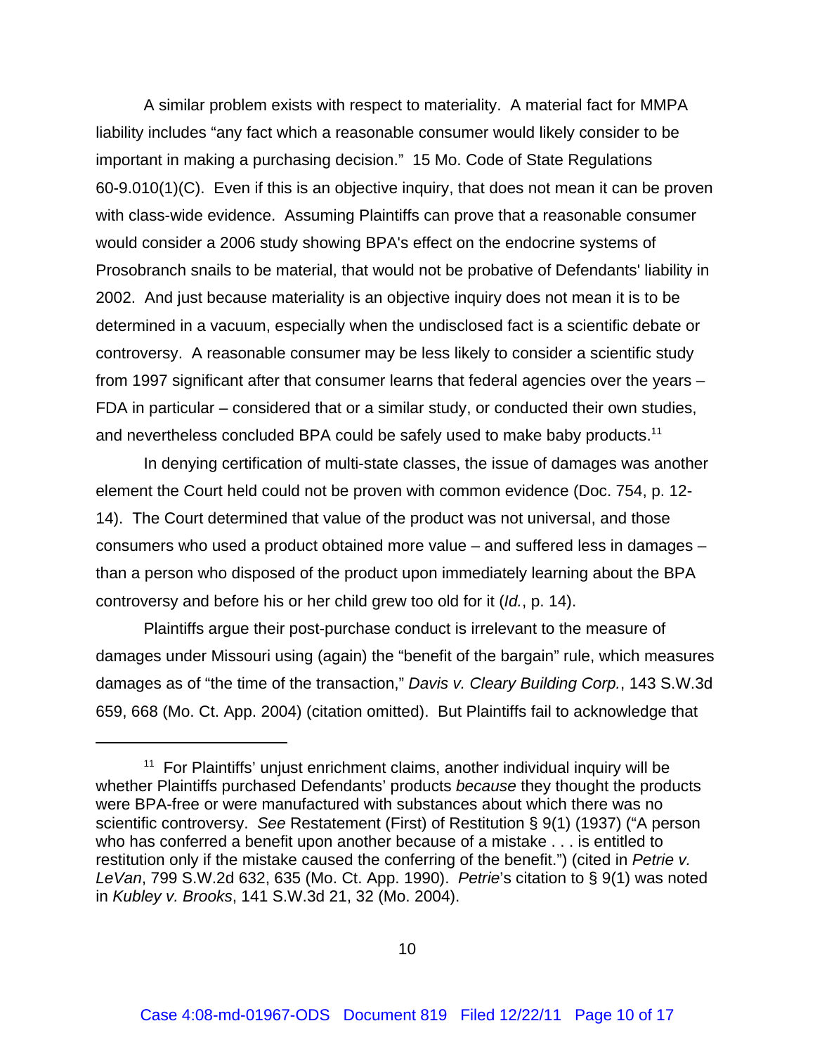A similar problem exists with respect to materiality. A material fact for MMPA liability includes "any fact which a reasonable consumer would likely consider to be important in making a purchasing decision." 15 Mo. Code of State Regulations 60-9.010(1)(C). Even if this is an objective inquiry, that does not mean it can be proven with class-wide evidence. Assuming Plaintiffs can prove that a reasonable consumer would consider a 2006 study showing BPA's effect on the endocrine systems of Prosobranch snails to be material, that would not be probative of Defendants' liability in 2002. And just because materiality is an objective inquiry does not mean it is to be determined in a vacuum, especially when the undisclosed fact is a scientific debate or controversy. A reasonable consumer may be less likely to consider a scientific study from 1997 significant after that consumer learns that federal agencies over the years – FDA in particular – considered that or a similar study, or conducted their own studies, and nevertheless concluded BPA could be safely used to make baby products.[11]

In denying certification of multi-state classes, the issue of damages was another element the Court held could not be proven with common evidence (Doc. 754, p. 12-14). The Court determined that value of the product was not universal, and those consumers who used a product obtained more value – and suffered less in damages – than a person who disposed of the product upon immediately learning about the BPA controversy and before his or her child grew too old for it (*Id.*, p. 14).

Plaintiffs argue their post-purchase conduct is irrelevant to the measure of damages under Missouri using (again) the "benefit of the bargain" rule, which measures damages as of "the time of the transaction," *Davis v. Cleary Building Corp.*, 143 S.W.3d 659, 668 (Mo. Ct. App. 2004) (citation omitted). But Plaintiffs fail to acknowledge that

---

[11] For Plaintiffs' unjust enrichment claims, another individual inquiry will be whether Plaintiffs purchased Defendants' products *because* they thought the products were BPA-free or were manufactured with substances about which there was no scientific controversy. *See* Restatement (First) of Restitution § 9(1) (1937) ("A person who has conferred a benefit upon another because of a mistake . . . is entitled to restitution only if the mistake caused the conferring of the benefit.") (cited in *Petrie v. LeVan*, 799 S.W.2d 632, 635 (Mo. Ct. App. 1990). *Petrie*'s citation to § 9(1) was noted in *Kubley v. Brooks*, 141 S.W.3d 21, 32 (Mo. 2004).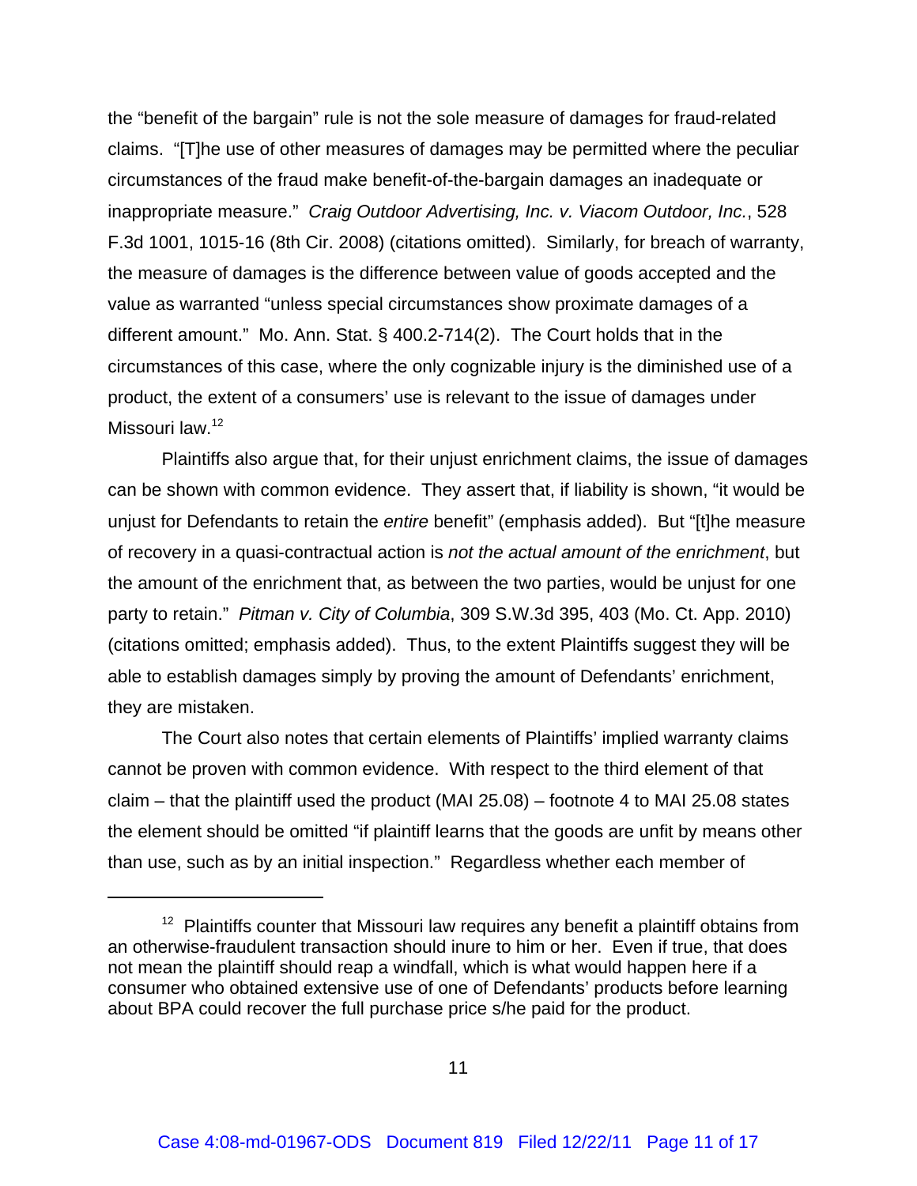the "benefit of the bargain" rule is not the sole measure of damages for fraud-related claims. "[T]he use of other measures of damages may be permitted where the peculiar circumstances of the fraud make benefit-of-the-bargain damages an inadequate or inappropriate measure." *Craig Outdoor Advertising, Inc. v. Viacom Outdoor, Inc.*, 528 F.3d 1001, 1015-16 (8th Cir. 2008) (citations omitted). Similarly, for breach of warranty, the measure of damages is the difference between value of goods accepted and the value as warranted "unless special circumstances show proximate damages of a different amount." Mo. Ann. Stat. § 400.2-714(2). The Court holds that in the circumstances of this case, where the only cognizable injury is the diminished use of a product, the extent of a consumers' use is relevant to the issue of damages under Missouri law.[12]

Plaintiffs also argue that, for their unjust enrichment claims, the issue of damages can be shown with common evidence. They assert that, if liability is shown, "it would be unjust for Defendants to retain the *entire* benefit" (emphasis added). But "[t]he measure of recovery in a quasi-contractual action is *not the actual amount of the enrichment*, but the amount of the enrichment that, as between the two parties, would be unjust for one party to retain." *Pitman v. City of Columbia*, 309 S.W.3d 395, 403 (Mo. Ct. App. 2010) (citations omitted; emphasis added). Thus, to the extent Plaintiffs suggest they will be able to establish damages simply by proving the amount of Defendants' enrichment, they are mistaken.

The Court also notes that certain elements of Plaintiffs' implied warranty claims cannot be proven with common evidence. With respect to the third element of that claim – that the plaintiff used the product (MAI 25.08) – footnote 4 to MAI 25.08 states the element should be omitted "if plaintiff learns that the goods are unfit by means other than use, such as by an initial inspection." Regardless whether each member of

---

[12] Plaintiffs counter that Missouri law requires any benefit a plaintiff obtains from an otherwise-fraudulent transaction should inure to him or her. Even if true, that does not mean the plaintiff should reap a windfall, which is what would happen here if a consumer who obtained extensive use of one of Defendants' products before learning about BPA could recover the full purchase price s/he paid for the product.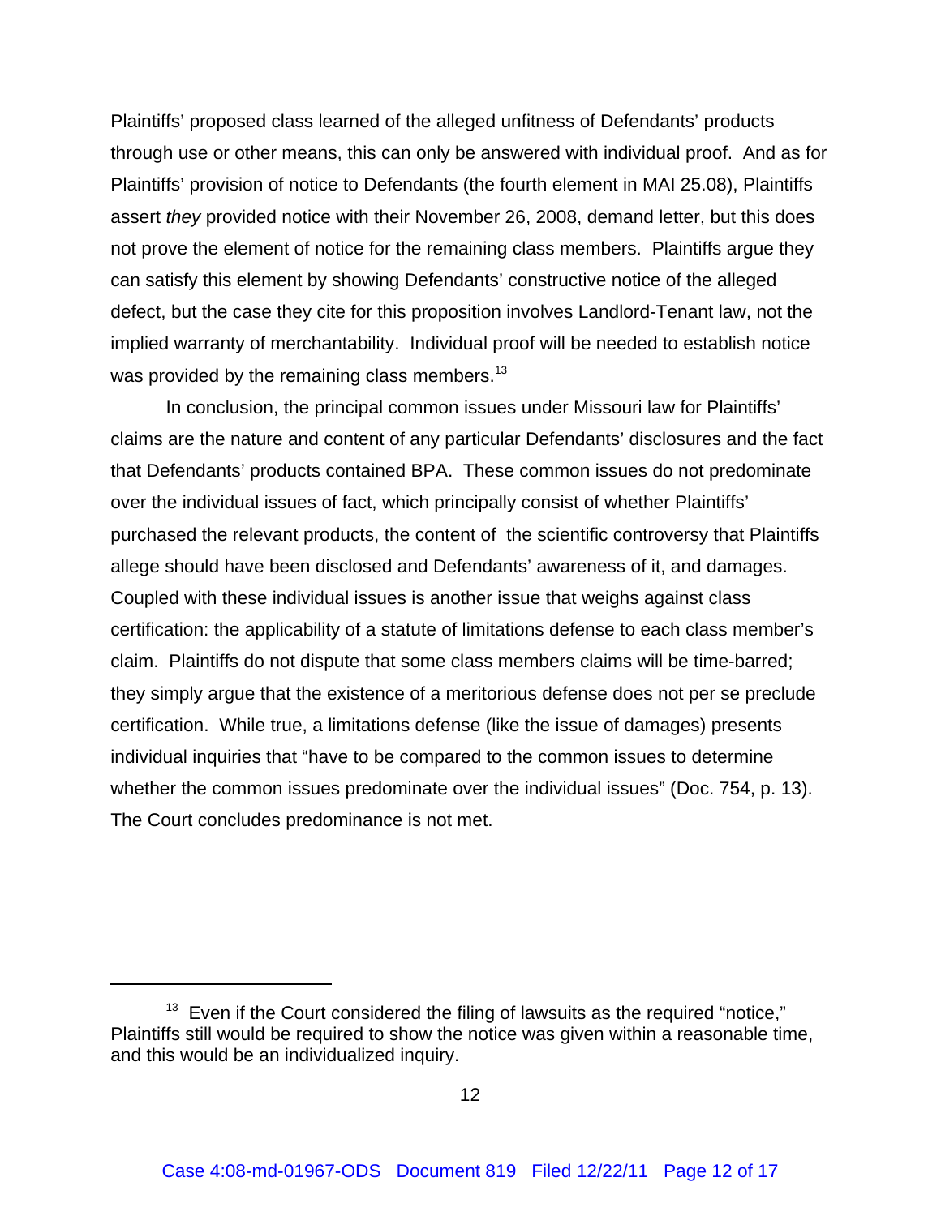Plaintiffs' proposed class learned of the alleged unfitness of Defendants' products through use or other means, this can only be answered with individual proof. And as for Plaintiffs' provision of notice to Defendants (the fourth element in MAI 25.08), Plaintiffs assert *they* provided notice with their November 26, 2008, demand letter, but this does not prove the element of notice for the remaining class members. Plaintiffs argue they can satisfy this element by showing Defendants' constructive notice of the alleged defect, but the case they cite for this proposition involves Landlord-Tenant law, not the implied warranty of merchantability. Individual proof will be needed to establish notice was provided by the remaining class members.[13]

In conclusion, the principal common issues under Missouri law for Plaintiffs' claims are the nature and content of any particular Defendants' disclosures and the fact that Defendants' products contained BPA. These common issues do not predominate over the individual issues of fact, which principally consist of whether Plaintiffs' purchased the relevant products, the content of the scientific controversy that Plaintiffs allege should have been disclosed and Defendants' awareness of it, and damages. Coupled with these individual issues is another issue that weighs against class certification: the applicability of a statute of limitations defense to each class member's claim. Plaintiffs do not dispute that some class members claims will be time-barred; they simply argue that the existence of a meritorious defense does not per se preclude certification. While true, a limitations defense (like the issue of damages) presents individual inquiries that "have to be compared to the common issues to determine whether the common issues predominate over the individual issues" (Doc. 754, p. 13). The Court concludes predominance is not met.

---

[13] Even if the Court considered the filing of lawsuits as the required "notice," Plaintiffs still would be required to show the notice was given within a reasonable time, and this would be an individualized inquiry.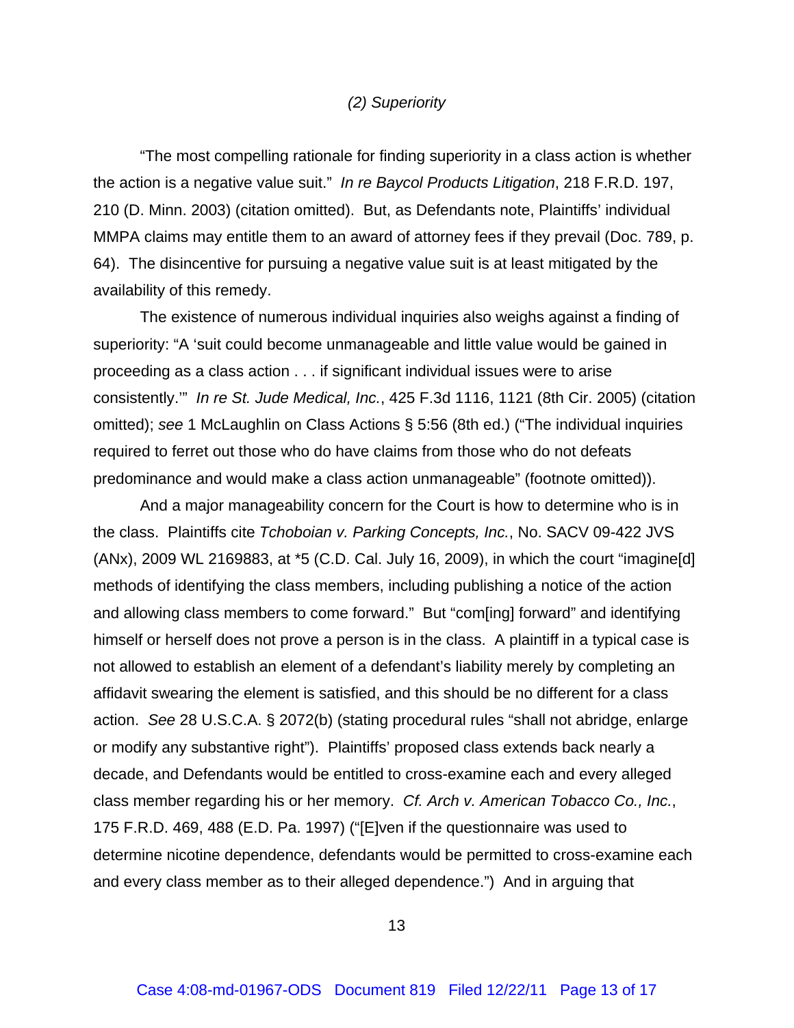*(2) Superiority*

"The most compelling rationale for finding superiority in a class action is whether the action is a negative value suit." *In re Baycol Products Litigation*, 218 F.R.D. 197, 210 (D. Minn. 2003) (citation omitted). But, as Defendants note, Plaintiffs' individual MMPA claims may entitle them to an award of attorney fees if they prevail (Doc. 789, p. 64). The disincentive for pursuing a negative value suit is at least mitigated by the availability of this remedy.

The existence of numerous individual inquiries also weighs against a finding of superiority: "A 'suit could become unmanageable and little value would be gained in proceeding as a class action . . . if significant individual issues were to arise consistently.'" *In re St. Jude Medical, Inc.*, 425 F.3d 1116, 1121 (8th Cir. 2005) (citation omitted); *see* 1 McLaughlin on Class Actions § 5:56 (8th ed.) ("The individual inquiries required to ferret out those who do have claims from those who do not defeats predominance and would make a class action unmanageable" (footnote omitted)).

And a major manageability concern for the Court is how to determine who is in the class. Plaintiffs cite *Tchoboian v. Parking Concepts, Inc.*, No. SACV 09-422 JVS (ANx), 2009 WL 2169883, at *5 (C.D. Cal. July 16, 2009), in which the court "imagine[d] methods of identifying the class members, including publishing a notice of the action and allowing class members to come forward." But "com[ing] forward" and identifying himself or herself does not prove a person is in the class. A plaintiff in a typical case is not allowed to establish an element of a defendant's liability merely by completing an affidavit swearing the element is satisfied, and this should be no different for a class action. *See* 28 U.S.C.A. § 2072(b) (stating procedural rules "shall not abridge, enlarge or modify any substantive right"). Plaintiffs' proposed class extends back nearly a decade, and Defendants would be entitled to cross-examine each and every alleged class member regarding his or her memory. *Cf. Arch v. American Tobacco Co., Inc.*, 175 F.R.D. 469, 488 (E.D. Pa. 1997) ("[E]ven if the questionnaire was used to determine nicotine dependence, defendants would be permitted to cross-examine each and every class member as to their alleged dependence.") And in arguing that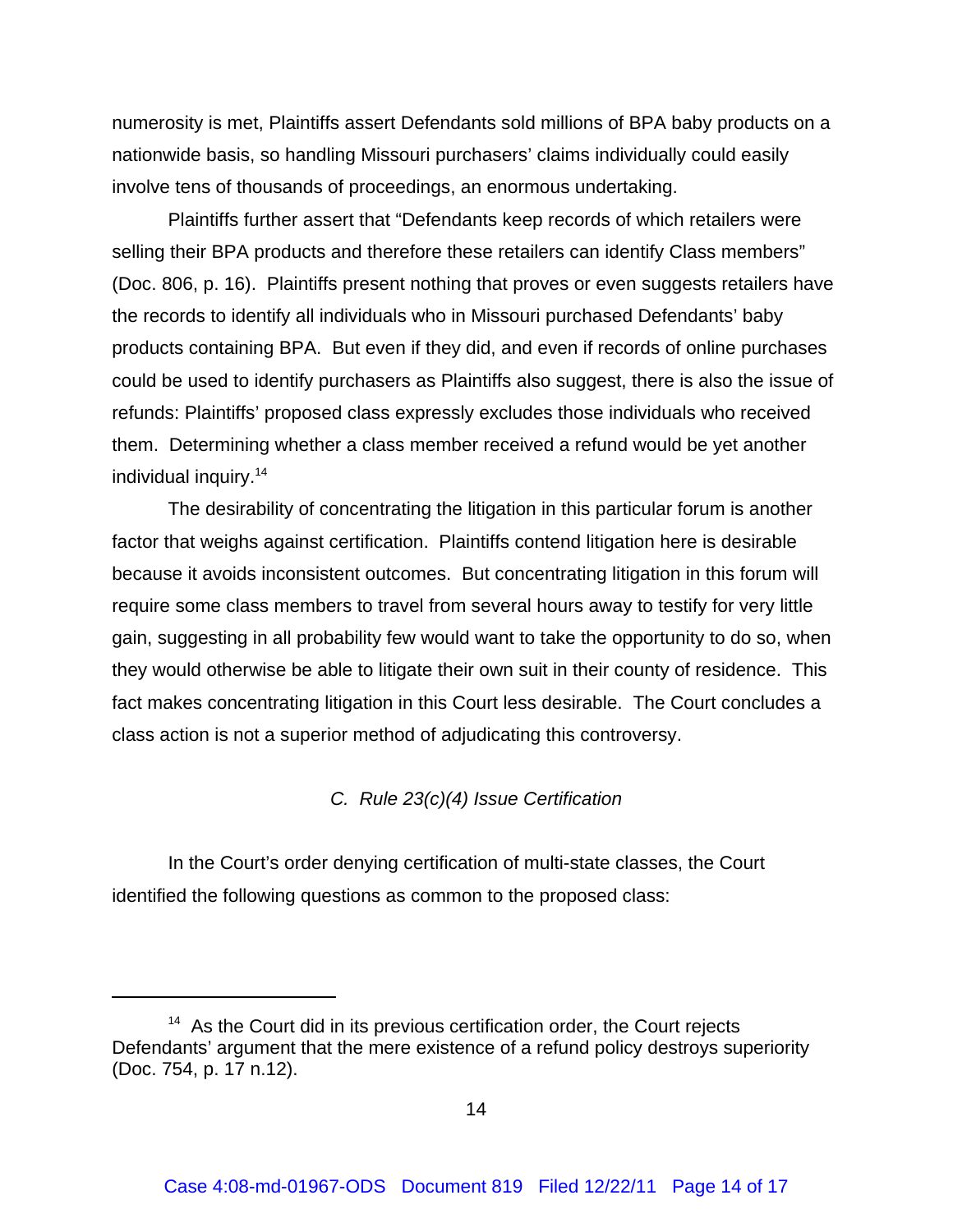numerosity is met, Plaintiffs assert Defendants sold millions of BPA baby products on a nationwide basis, so handling Missouri purchasers' claims individually could easily involve tens of thousands of proceedings, an enormous undertaking.

Plaintiffs further assert that "Defendants keep records of which retailers were selling their BPA products and therefore these retailers can identify Class members" (Doc. 806, p. 16). Plaintiffs present nothing that proves or even suggests retailers have the records to identify all individuals who in Missouri purchased Defendants' baby products containing BPA. But even if they did, and even if records of online purchases could be used to identify purchasers as Plaintiffs also suggest, there is also the issue of refunds: Plaintiffs' proposed class expressly excludes those individuals who received them. Determining whether a class member received a refund would be yet another individual inquiry.[14]

The desirability of concentrating the litigation in this particular forum is another factor that weighs against certification. Plaintiffs contend litigation here is desirable because it avoids inconsistent outcomes. But concentrating litigation in this forum will require some class members to travel from several hours away to testify for very little gain, suggesting in all probability few would want to take the opportunity to do so, when they would otherwise be able to litigate their own suit in their county of residence. This fact makes concentrating litigation in this Court less desirable. The Court concludes a class action is not a superior method of adjudicating this controversy.

*C. Rule 23(c)(4) Issue Certification*

In the Court's order denying certification of multi-state classes, the Court identified the following questions as common to the proposed class:

---

[14] As the Court did in its previous certification order, the Court rejects Defendants' argument that the mere existence of a refund policy destroys superiority (Doc. 754, p. 17 n.12).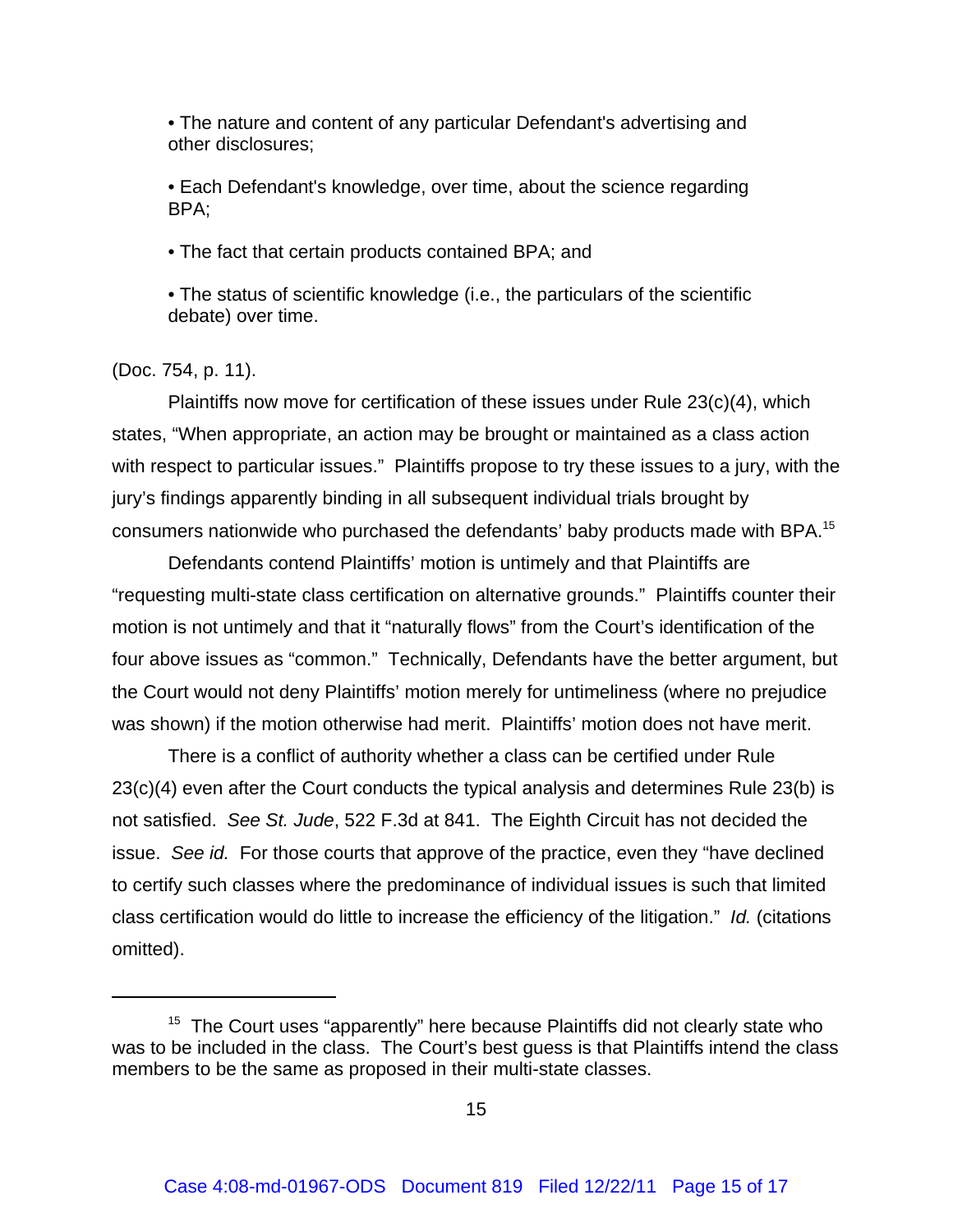- The nature and content of any particular Defendant's advertising and other disclosures;

- Each Defendant's knowledge, over time, about the science regarding BPA;

- The fact that certain products contained BPA; and

- The status of scientific knowledge (i.e., the particulars of the scientific debate) over time.

(Doc. 754, p. 11).

Plaintiffs now move for certification of these issues under Rule 23(c)(4), which states, "When appropriate, an action may be brought or maintained as a class action with respect to particular issues." Plaintiffs propose to try these issues to a jury, with the jury's findings apparently binding in all subsequent individual trials brought by consumers nationwide who purchased the defendants' baby products made with BPA.[15]

Defendants contend Plaintiffs' motion is untimely and that Plaintiffs are "requesting multi-state class certification on alternative grounds." Plaintiffs counter their motion is not untimely and that it "naturally flows" from the Court's identification of the four above issues as "common." Technically, Defendants have the better argument, but the Court would not deny Plaintiffs' motion merely for untimeliness (where no prejudice was shown) if the motion otherwise had merit. Plaintiffs' motion does not have merit.

There is a conflict of authority whether a class can be certified under Rule 23(c)(4) even after the Court conducts the typical analysis and determines Rule 23(b) is not satisfied. *See St. Jude*, 522 F.3d at 841. The Eighth Circuit has not decided the issue. *See id.* For those courts that approve of the practice, even they "have declined to certify such classes where the predominance of individual issues is such that limited class certification would do little to increase the efficiency of the litigation." *Id.* (citations omitted).

---

[15] The Court uses "apparently" here because Plaintiffs did not clearly state who was to be included in the class. The Court's best guess is that Plaintiffs intend the class members to be the same as proposed in their multi-state classes.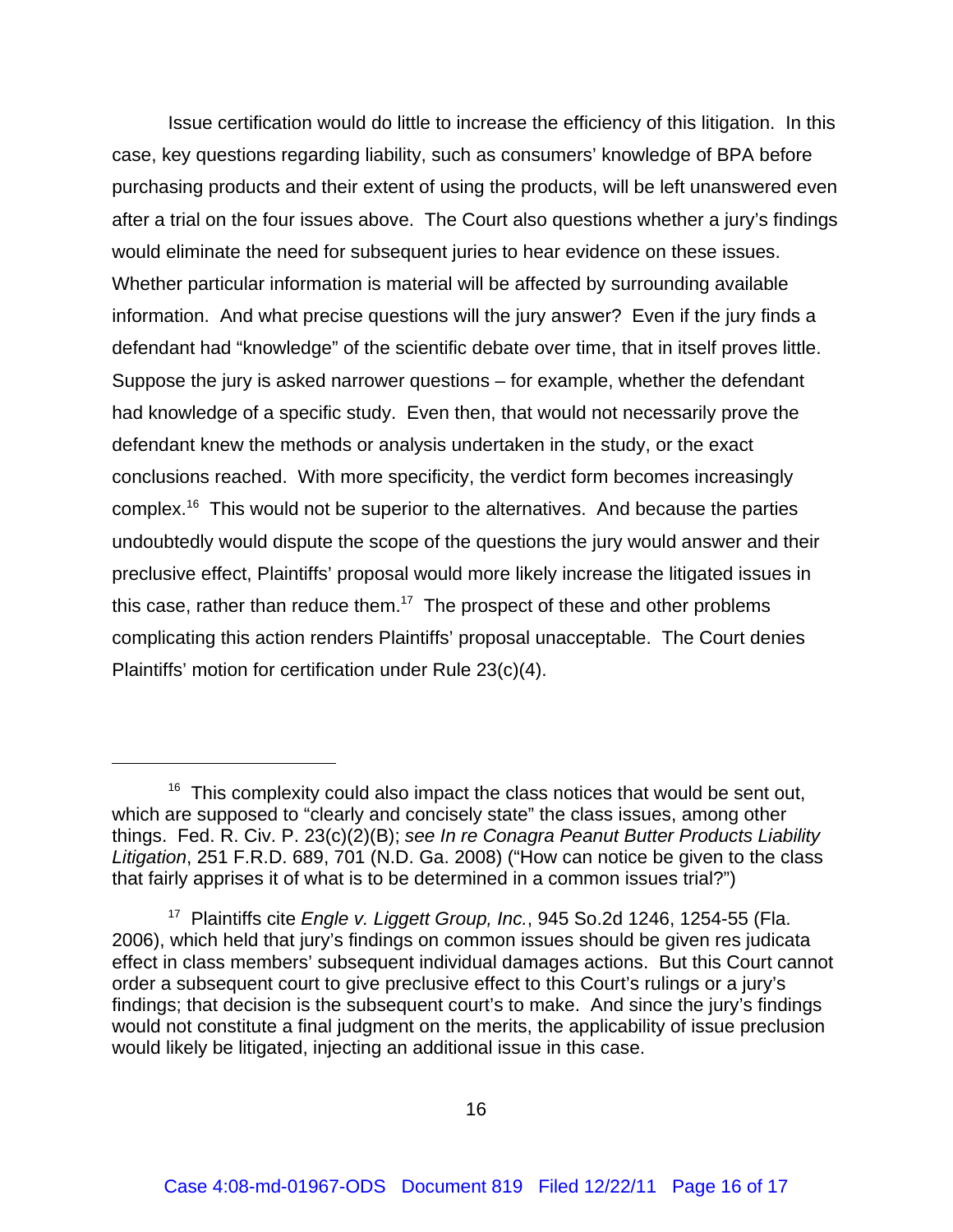Issue certification would do little to increase the efficiency of this litigation. In this case, key questions regarding liability, such as consumers' knowledge of BPA before purchasing products and their extent of using the products, will be left unanswered even after a trial on the four issues above. The Court also questions whether a jury's findings would eliminate the need for subsequent juries to hear evidence on these issues. Whether particular information is material will be affected by surrounding available information. And what precise questions will the jury answer? Even if the jury finds a defendant had "knowledge" of the scientific debate over time, that in itself proves little. Suppose the jury is asked narrower questions – for example, whether the defendant had knowledge of a specific study. Even then, that would not necessarily prove the defendant knew the methods or analysis undertaken in the study, or the exact conclusions reached. With more specificity, the verdict form becomes increasingly complex.[16] This would not be superior to the alternatives. And because the parties undoubtedly would dispute the scope of the questions the jury would answer and their preclusive effect, Plaintiffs' proposal would more likely increase the litigated issues in this case, rather than reduce them.[17] The prospect of these and other problems complicating this action renders Plaintiffs' proposal unacceptable. The Court denies Plaintiffs' motion for certification under Rule 23(c)(4).

---

[16] This complexity could also impact the class notices that would be sent out, which are supposed to "clearly and concisely state" the class issues, among other things. Fed. R. Civ. P. 23(c)(2)(B); *see In re Conagra Peanut Butter Products Liability Litigation*, 251 F.R.D. 689, 701 (N.D. Ga. 2008) ("How can notice be given to the class that fairly apprises it of what is to be determined in a common issues trial?")

[17] Plaintiffs cite *Engle v. Liggett Group, Inc.*, 945 So.2d 1246, 1254-55 (Fla. 2006), which held that jury's findings on common issues should be given res judicata effect in class members' subsequent individual damages actions. But this Court cannot order a subsequent court to give preclusive effect to this Court's rulings or a jury's findings; that decision is the subsequent court's to make. And since the jury's findings would not constitute a final judgment on the merits, the applicability of issue preclusion would likely be litigated, injecting an additional issue in this case.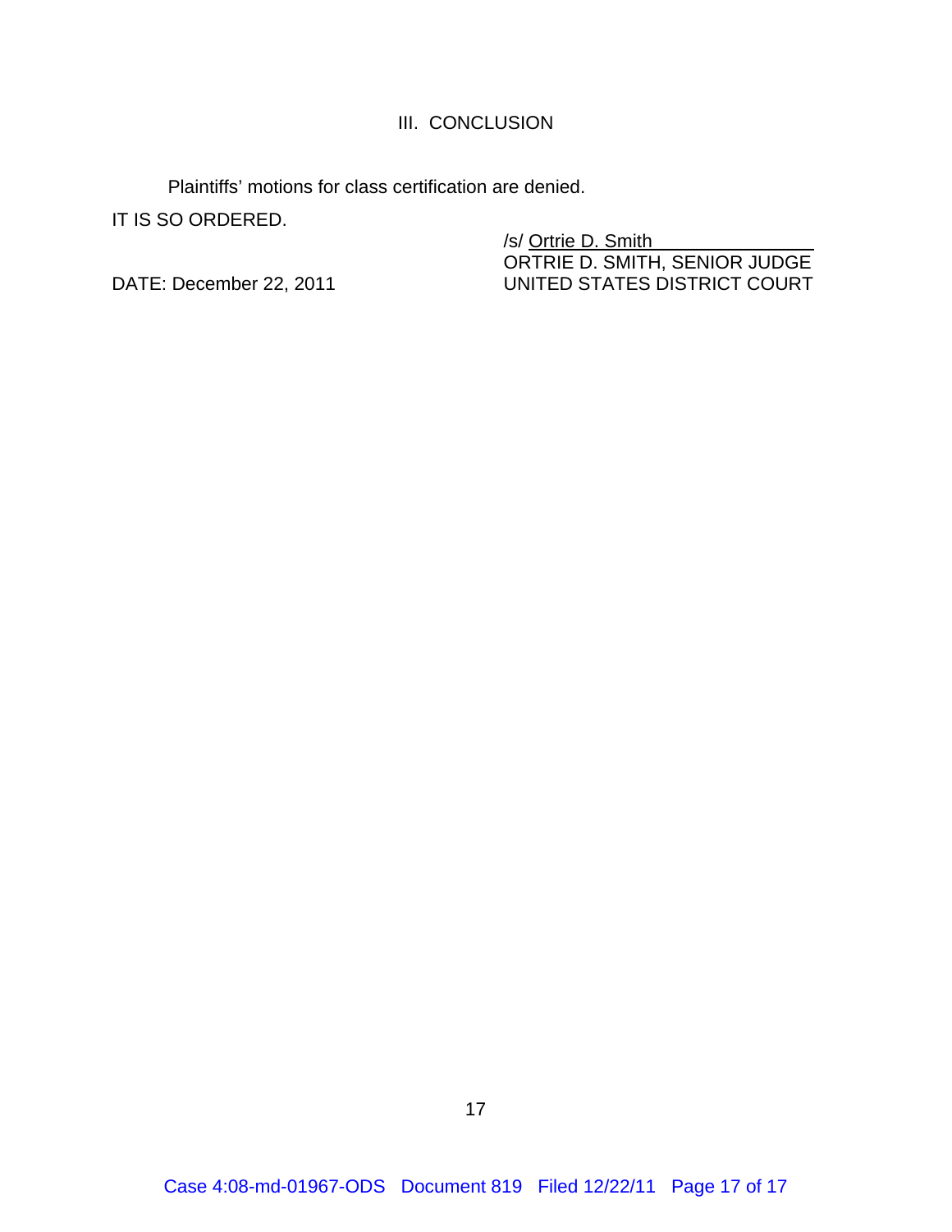## III. CONCLUSION

Plaintiffs' motions for class certification are denied.

IT IS SO ORDERED.

/s/ Ortrie D. Smith
ORTRIE D. SMITH, SENIOR JUDGE
UNITED STATES DISTRICT COURT

DATE: December 22, 2011